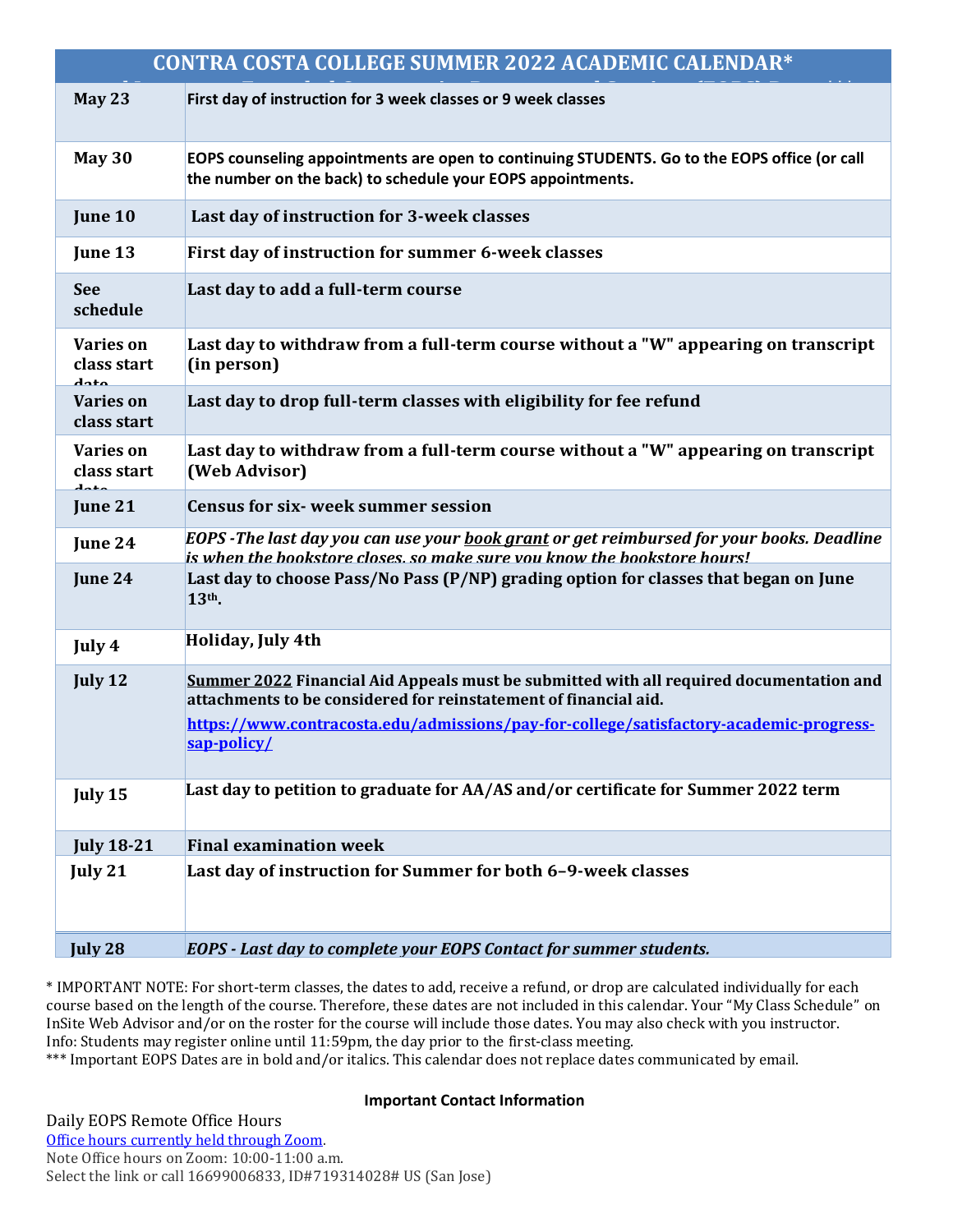# CONTRA COSTA COLLEGE SUMMER 2022 ACADEMIC CALENDAR*

| Date | Event |
|---|---|
| **May 23** | **First day of instruction for 3 week classes or 9 week classes** |
| **May 30** | **EOPS counseling appointments are open to continuing STUDENTS. Go to the EOPS office (or call the number on the back) to schedule your EOPS appointments.** |
| **June 10** | **Last day of instruction for 3-week classes** |
| **June 13** | **First day of instruction for summer 6-week classes** |
| **See schedule** | **Last day to add a full-term course** |
| **Varies on class start date** | **Last day to withdraw from a full-term course without a "W" appearing on transcript (in person)** |
| **Varies on class start** | **Last day to drop full-term classes with eligibility for fee refund** |
| **Varies on class start date** | **Last day to withdraw from a full-term course without a "W" appearing on transcript (Web Advisor)** |
| **June 21** | **Census for six- week summer session** |
| **June 24** | ***EOPS -The last day you can use your book grant or get reimbursed for your books. Deadline is when the bookstore closes, so make sure you know the bookstore hours!*** |
| **June 24** | **Last day to choose Pass/No Pass (P/NP) grading option for classes that began on June 13th.** |
| **July 4** | **Holiday, July 4th** |
| **July 12** | **Summer 2022 Financial Aid Appeals must be submitted with all required documentation and attachments to be considered for reinstatement of financial aid.** **https://www.contracosta.edu/admissions/pay-for-college/satisfactory-academic-progress-sap-policy/** |
| **July 15** | **Last day to petition to graduate for AA/AS and/or certificate for Summer 2022 term** |
| **July 18-21** | **Final examination week** |
| **July 21** | **Last day of instruction for Summer for both 6–9-week classes** |
| **July 28** | ***EOPS - Last day to complete your EOPS Contact for summer students.*** |

* IMPORTANT NOTE: For short-term classes, the dates to add, receive a refund, or drop are calculated individually for each course based on the length of the course. Therefore, these dates are not included in this calendar. Your "My Class Schedule" on InSite Web Advisor and/or on the roster for the course will include those dates. You may also check with you instructor. Info: Students may register online until 11:59pm, the day prior to the first-class meeting.

*** Important EOPS Dates are in bold and/or italics. This calendar does not replace dates communicated by email.

**Important Contact Information**

Daily EOPS Remote Office Hours

Office hours currently held through Zoom.

Note Office hours on Zoom: 10:00-11:00 a.m.

Select the link or call 16699006833, ID#719314028# US (San Jose)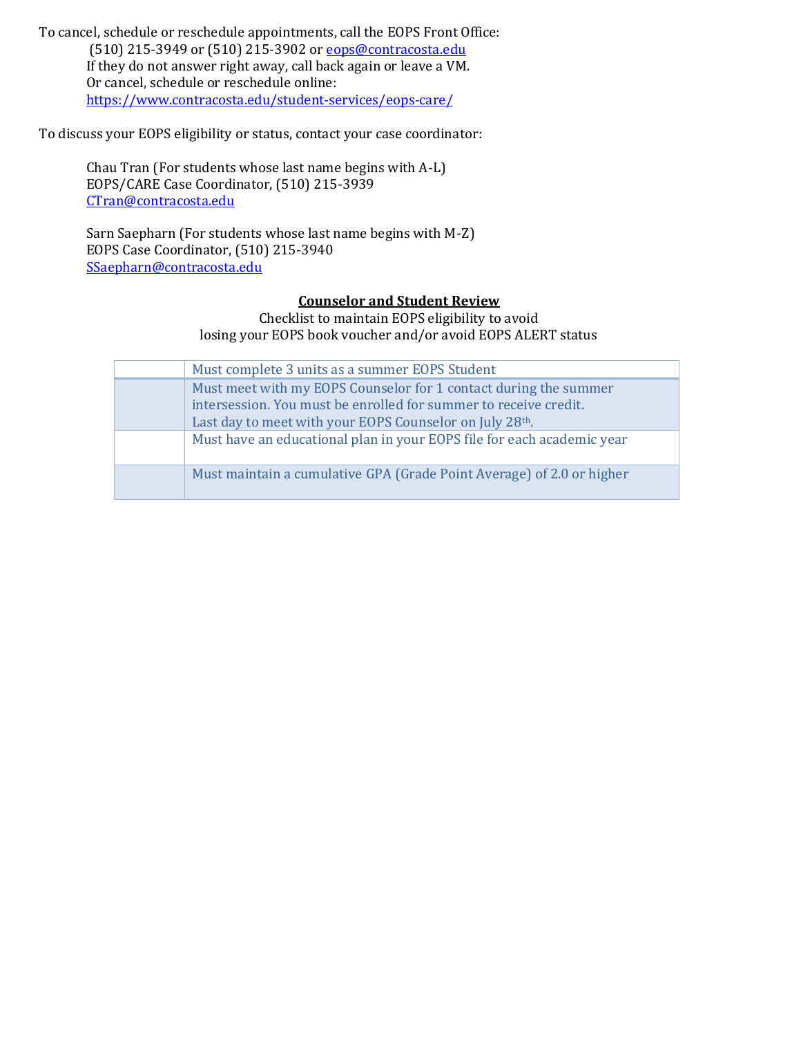To cancel, schedule or reschedule appointments, call the EOPS Front Office:

(510) 215-3949 or (510) 215-3902 or eops@contracosta.edu
If they do not answer right away, call back again or leave a VM.
Or cancel, schedule or reschedule online:
https://www.contracosta.edu/student-services/eops-care/

To discuss your EOPS eligibility or status, contact your case coordinator:

Chau Tran (For students whose last name begins with A-L)
EOPS/CARE Case Coordinator, (510) 215-3939
CTran@contracosta.edu

Sarn Saepharn (For students whose last name begins with M-Z)
EOPS Case Coordinator, (510) 215-3940
SSaepharn@contracosta.edu

**Counselor and Student Review**

Checklist to maintain EOPS eligibility to avoid
losing your EOPS book voucher and/or avoid EOPS ALERT status

| | |
|---|---|
| | Must complete 3 units as a summer EOPS Student |
| | Must meet with my EOPS Counselor for 1 contact during the summer intersession. You must be enrolled for summer to receive credit. Last day to meet with your EOPS Counselor on July 28th. |
| | Must have an educational plan in your EOPS file for each academic year |
| | Must maintain a cumulative GPA (Grade Point Average) of 2.0 or higher |